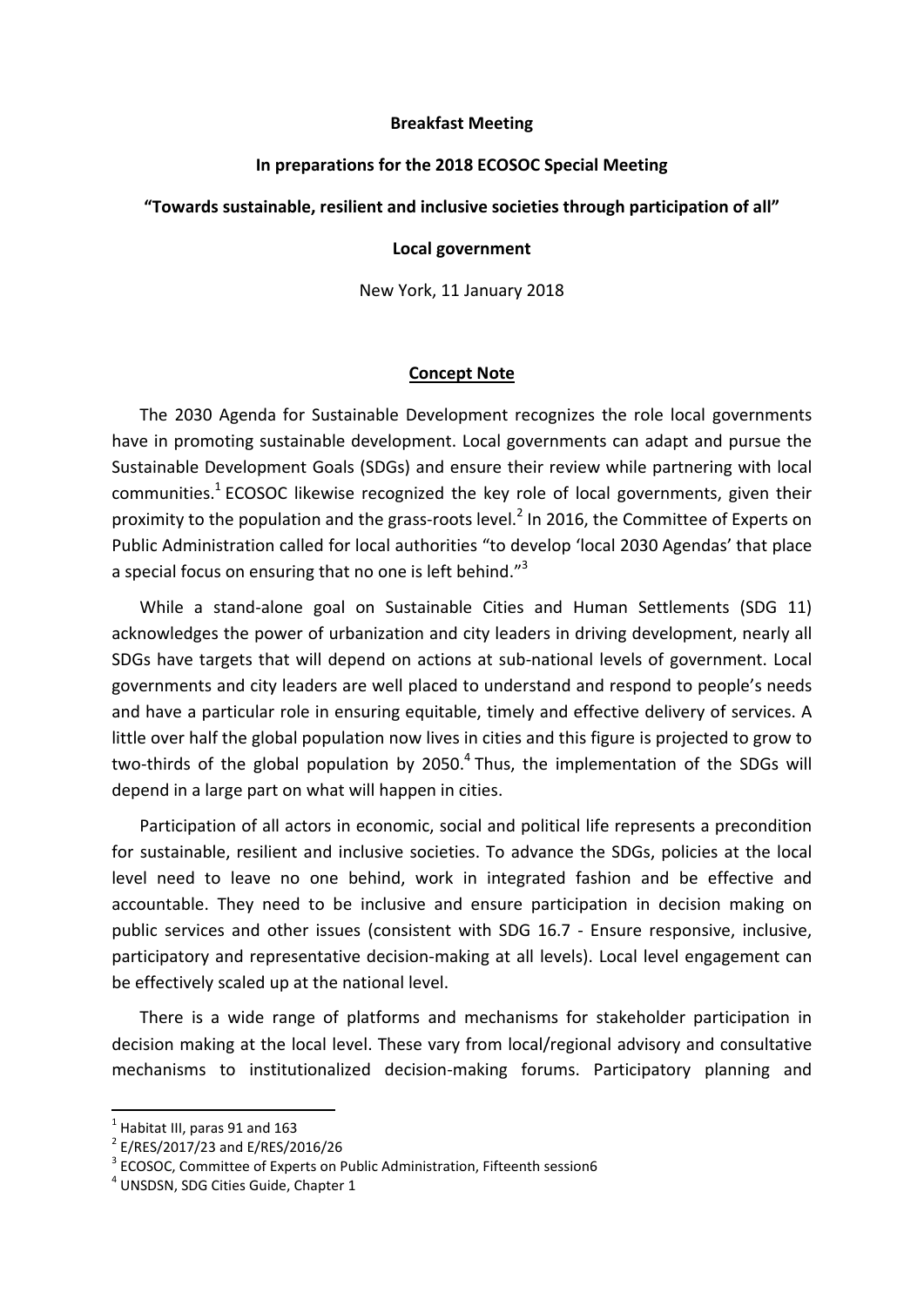**Breakfast Meeting**

**In preparations for the 2018 ECOSOC Special Meeting**

**"Towards sustainable, resilient and inclusive societies through participation of all"**

**Local government**

New York, 11 January 2018

## Concept Note

The 2030 Agenda for Sustainable Development recognizes the role local governments have in promoting sustainable development. Local governments can adapt and pursue the Sustainable Development Goals (SDGs) and ensure their review while partnering with local communities.[1] ECOSOC likewise recognized the key role of local governments, given their proximity to the population and the grass-roots level.[2] In 2016, the Committee of Experts on Public Administration called for local authorities "to develop 'local 2030 Agendas' that place a special focus on ensuring that no one is left behind."[3]

While a stand-alone goal on Sustainable Cities and Human Settlements (SDG 11) acknowledges the power of urbanization and city leaders in driving development, nearly all SDGs have targets that will depend on actions at sub-national levels of government. Local governments and city leaders are well placed to understand and respond to people's needs and have a particular role in ensuring equitable, timely and effective delivery of services. A little over half the global population now lives in cities and this figure is projected to grow to two-thirds of the global population by 2050.[4] Thus, the implementation of the SDGs will depend in a large part on what will happen in cities.

Participation of all actors in economic, social and political life represents a precondition for sustainable, resilient and inclusive societies. To advance the SDGs, policies at the local level need to leave no one behind, work in integrated fashion and be effective and accountable. They need to be inclusive and ensure participation in decision making on public services and other issues (consistent with SDG 16.7 - Ensure responsive, inclusive, participatory and representative decision-making at all levels). Local level engagement can be effectively scaled up at the national level.

There is a wide range of platforms and mechanisms for stakeholder participation in decision making at the local level. These vary from local/regional advisory and consultative mechanisms to institutionalized decision-making forums. Participatory planning and

---

[1] Habitat III, paras 91 and 163

[2] E/RES/2017/23 and E/RES/2016/26

[3] ECOSOC, Committee of Experts on Public Administration, Fifteenth session6

[4] UNSDSN, SDG Cities Guide, Chapter 1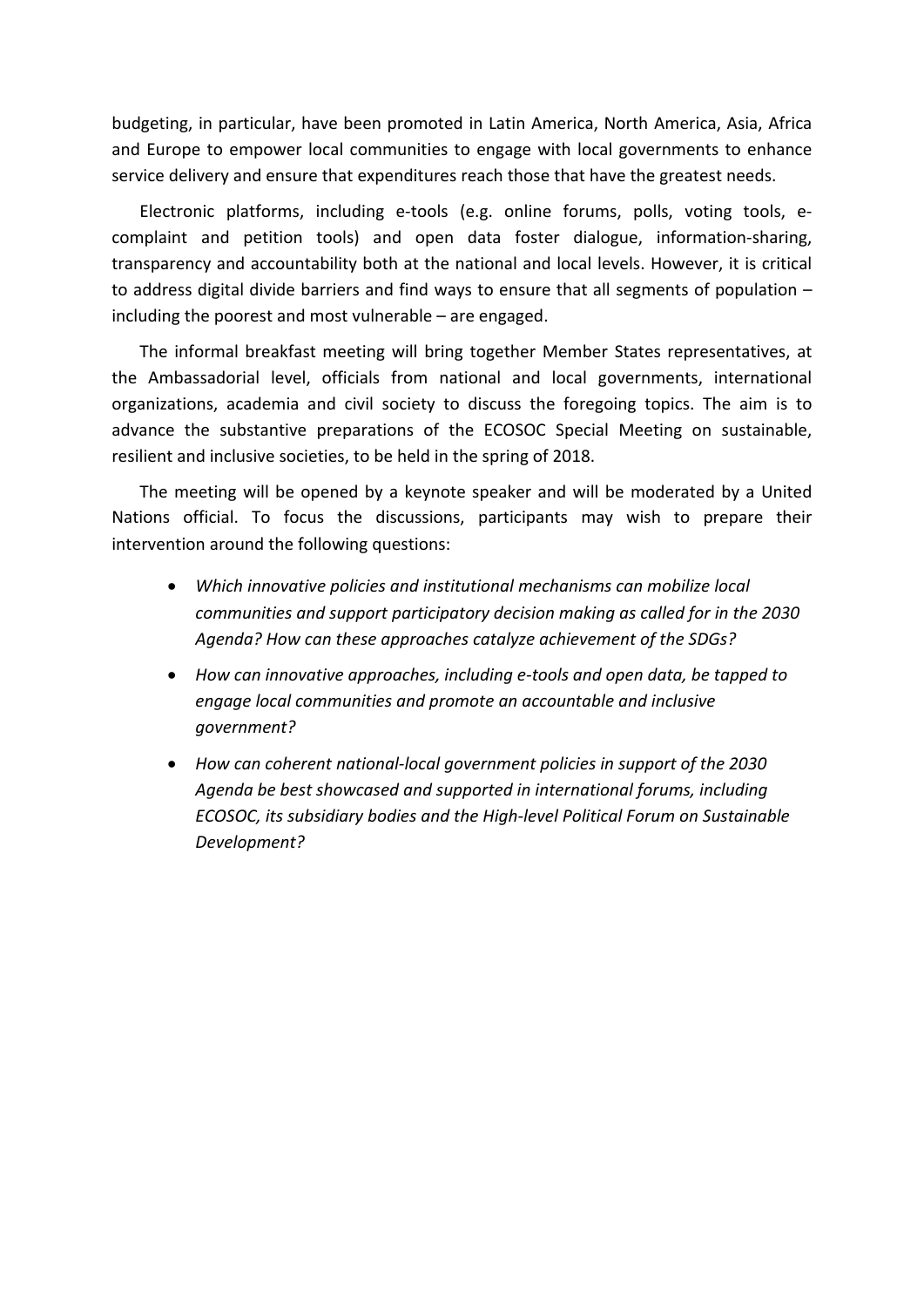budgeting, in particular, have been promoted in Latin America, North America, Asia, Africa and Europe to empower local communities to engage with local governments to enhance service delivery and ensure that expenditures reach those that have the greatest needs.

Electronic platforms, including e-tools (e.g. online forums, polls, voting tools, e-complaint and petition tools) and open data foster dialogue, information-sharing, transparency and accountability both at the national and local levels. However, it is critical to address digital divide barriers and find ways to ensure that all segments of population – including the poorest and most vulnerable – are engaged.

The informal breakfast meeting will bring together Member States representatives, at the Ambassadorial level, officials from national and local governments, international organizations, academia and civil society to discuss the foregoing topics. The aim is to advance the substantive preparations of the ECOSOC Special Meeting on sustainable, resilient and inclusive societies, to be held in the spring of 2018.

The meeting will be opened by a keynote speaker and will be moderated by a United Nations official. To focus the discussions, participants may wish to prepare their intervention around the following questions:

- *Which innovative policies and institutional mechanisms can mobilize local communities and support participatory decision making as called for in the 2030 Agenda? How can these approaches catalyze achievement of the SDGs?*
- *How can innovative approaches, including e-tools and open data, be tapped to engage local communities and promote an accountable and inclusive government?*
- *How can coherent national-local government policies in support of the 2030 Agenda be best showcased and supported in international forums, including ECOSOC, its subsidiary bodies and the High-level Political Forum on Sustainable Development?*